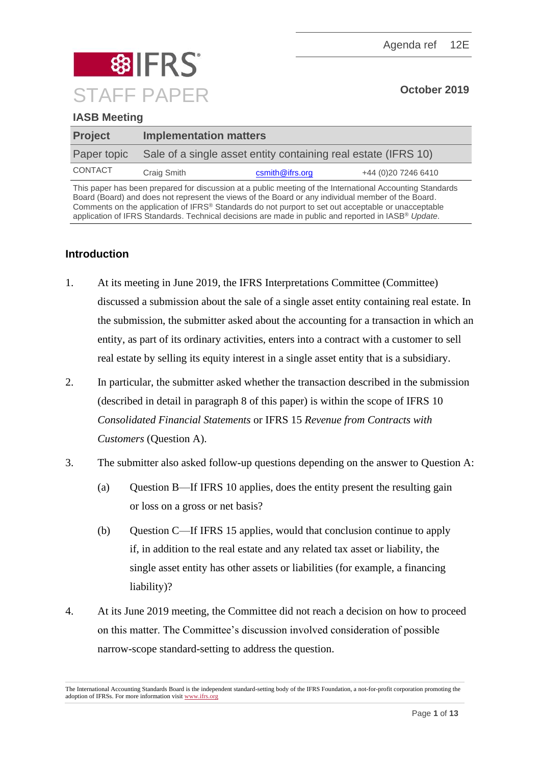Agenda ref 12E

# IFRS STAFF PAPER

**October 2019**

**IASB Meeting**

| **Project** | **Implementation matters** | | |
|---|---|---|---|
| Paper topic | Sale of a single asset entity containing real estate (IFRS 10) | | |
| CONTACT | Craig Smith | csmith@ifrs.org | +44 (0)20 7246 6410 |

This paper has been prepared for discussion at a public meeting of the International Accounting Standards Board (Board) and does not represent the views of the Board or any individual member of the Board. Comments on the application of IFRS® Standards do not purport to set out acceptable or unacceptable application of IFRS Standards. Technical decisions are made in public and reported in IASB® *Update*.

## Introduction

1. At its meeting in June 2019, the IFRS Interpretations Committee (Committee) discussed a submission about the sale of a single asset entity containing real estate. In the submission, the submitter asked about the accounting for a transaction in which an entity, as part of its ordinary activities, enters into a contract with a customer to sell real estate by selling its equity interest in a single asset entity that is a subsidiary.

2. In particular, the submitter asked whether the transaction described in the submission (described in detail in paragraph 8 of this paper) is within the scope of IFRS 10 *Consolidated Financial Statements* or IFRS 15 *Revenue from Contracts with Customers* (Question A).

3. The submitter also asked follow-up questions depending on the answer to Question A:

   (a) Question B—If IFRS 10 applies, does the entity present the resulting gain or loss on a gross or net basis?

   (b) Question C—If IFRS 15 applies, would that conclusion continue to apply if, in addition to the real estate and any related tax asset or liability, the single asset entity has other assets or liabilities (for example, a financing liability)?

4. At its June 2019 meeting, the Committee did not reach a decision on how to proceed on this matter. The Committee's discussion involved consideration of possible narrow-scope standard-setting to address the question.

The International Accounting Standards Board is the independent standard-setting body of the IFRS Foundation, a not-for-profit corporation promoting the adoption of IFRSs. For more information visit www.ifrs.org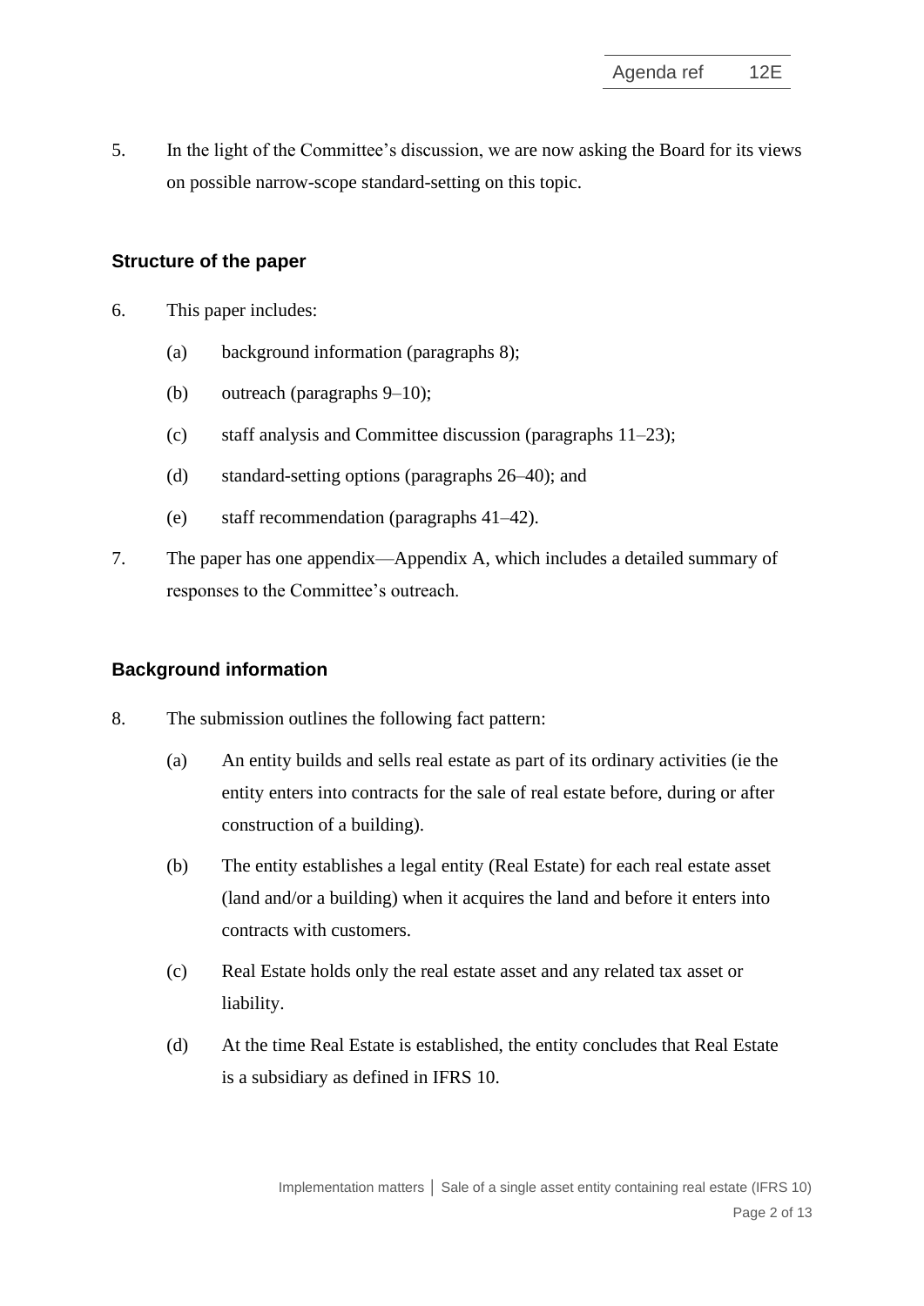5. In the light of the Committee's discussion, we are now asking the Board for its views on possible narrow-scope standard-setting on this topic.

## Structure of the paper

6. This paper includes:

   (a) background information (paragraphs 8);

   (b) outreach (paragraphs 9–10);

   (c) staff analysis and Committee discussion (paragraphs 11–23);

   (d) standard-setting options (paragraphs 26–40); and

   (e) staff recommendation (paragraphs 41–42).

7. The paper has one appendix—Appendix A, which includes a detailed summary of responses to the Committee's outreach.

## Background information

8. The submission outlines the following fact pattern:

   (a) An entity builds and sells real estate as part of its ordinary activities (ie the entity enters into contracts for the sale of real estate before, during or after construction of a building).

   (b) The entity establishes a legal entity (Real Estate) for each real estate asset (land and/or a building) when it acquires the land and before it enters into contracts with customers.

   (c) Real Estate holds only the real estate asset and any related tax asset or liability.

   (d) At the time Real Estate is established, the entity concludes that Real Estate is a subsidiary as defined in IFRS 10.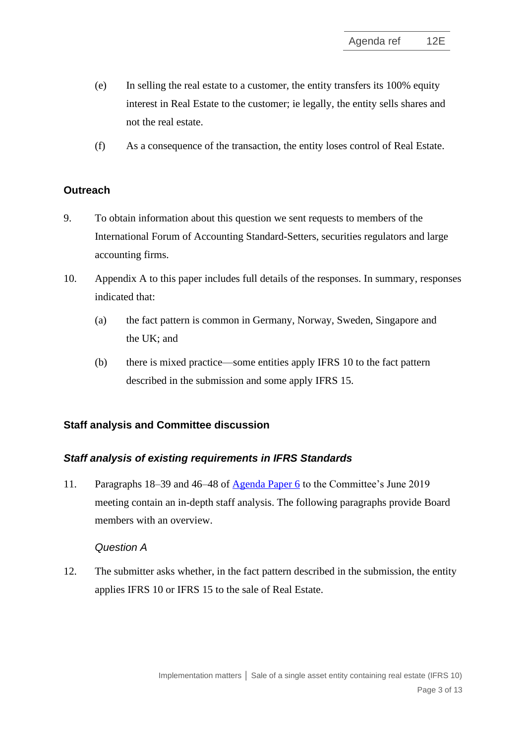(e) In selling the real estate to a customer, the entity transfers its 100% equity interest in Real Estate to the customer; ie legally, the entity sells shares and not the real estate.

(f) As a consequence of the transaction, the entity loses control of Real Estate.

## Outreach

9. To obtain information about this question we sent requests to members of the International Forum of Accounting Standard-Setters, securities regulators and large accounting firms.

10. Appendix A to this paper includes full details of the responses. In summary, responses indicated that:

    (a) the fact pattern is common in Germany, Norway, Sweden, Singapore and the UK; and

    (b) there is mixed practice—some entities apply IFRS 10 to the fact pattern described in the submission and some apply IFRS 15.

## Staff analysis and Committee discussion

### *Staff analysis of existing requirements in IFRS Standards*

11. Paragraphs 18–39 and 46–48 of Agenda Paper 6 to the Committee's June 2019 meeting contain an in-depth staff analysis. The following paragraphs provide Board members with an overview.

*Question A*

12. The submitter asks whether, in the fact pattern described in the submission, the entity applies IFRS 10 or IFRS 15 to the sale of Real Estate.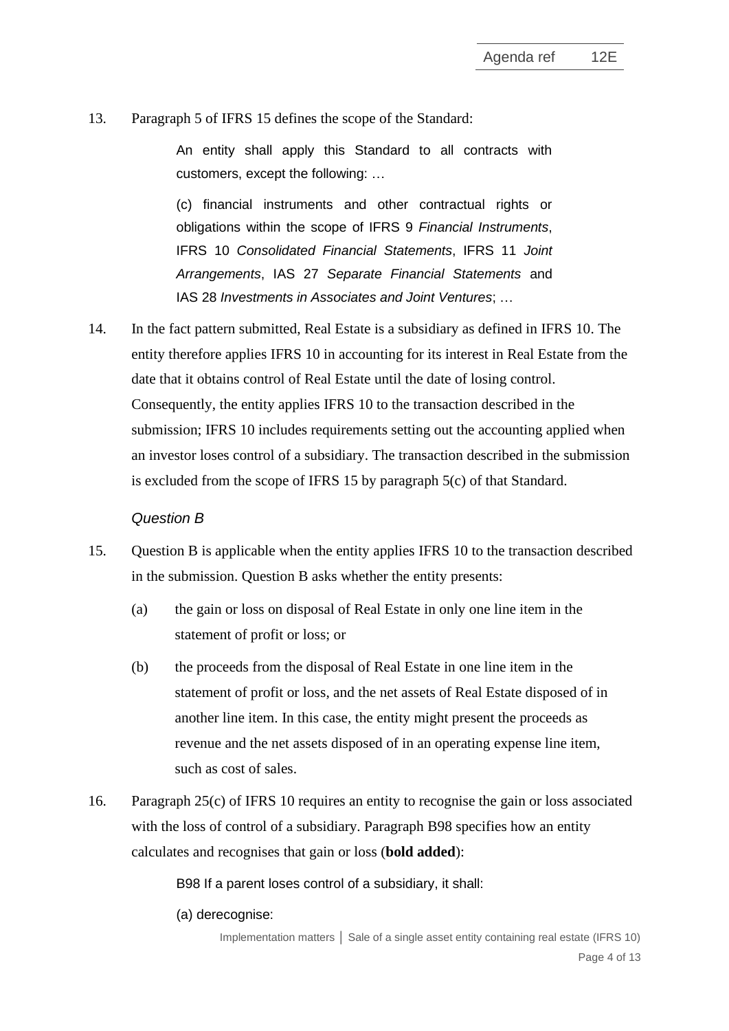13. Paragraph 5 of IFRS 15 defines the scope of the Standard:

> An entity shall apply this Standard to all contracts with customers, except the following: …
>
> (c) financial instruments and other contractual rights or obligations within the scope of IFRS 9 *Financial Instruments*, IFRS 10 *Consolidated Financial Statements*, IFRS 11 *Joint Arrangements*, IAS 27 *Separate Financial Statements* and IAS 28 *Investments in Associates and Joint Ventures*; …

14. In the fact pattern submitted, Real Estate is a subsidiary as defined in IFRS 10. The entity therefore applies IFRS 10 in accounting for its interest in Real Estate from the date that it obtains control of Real Estate until the date of losing control. Consequently, the entity applies IFRS 10 to the transaction described in the submission; IFRS 10 includes requirements setting out the accounting applied when an investor loses control of a subsidiary. The transaction described in the submission is excluded from the scope of IFRS 15 by paragraph 5(c) of that Standard.

### *Question B*

15. Question B is applicable when the entity applies IFRS 10 to the transaction described in the submission. Question B asks whether the entity presents:

    (a) the gain or loss on disposal of Real Estate in only one line item in the statement of profit or loss; or

    (b) the proceeds from the disposal of Real Estate in one line item in the statement of profit or loss, and the net assets of Real Estate disposed of in another line item. In this case, the entity might present the proceeds as revenue and the net assets disposed of in an operating expense line item, such as cost of sales.

16. Paragraph 25(c) of IFRS 10 requires an entity to recognise the gain or loss associated with the loss of control of a subsidiary. Paragraph B98 specifies how an entity calculates and recognises that gain or loss (**bold added**):

> B98 If a parent loses control of a subsidiary, it shall:
>
> (a) derecognise: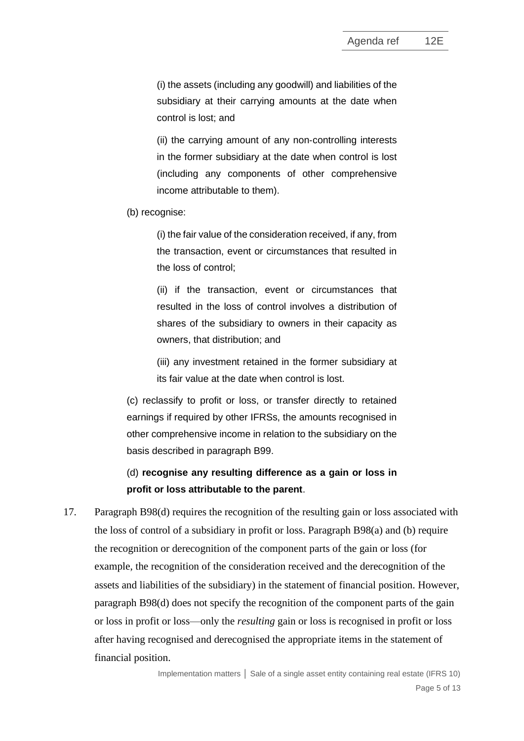(i) the assets (including any goodwill) and liabilities of the subsidiary at their carrying amounts at the date when control is lost; and

(ii) the carrying amount of any non-controlling interests in the former subsidiary at the date when control is lost (including any components of other comprehensive income attributable to them).

(b) recognise:

(i) the fair value of the consideration received, if any, from the transaction, event or circumstances that resulted in the loss of control;

(ii) if the transaction, event or circumstances that resulted in the loss of control involves a distribution of shares of the subsidiary to owners in their capacity as owners, that distribution; and

(iii) any investment retained in the former subsidiary at its fair value at the date when control is lost.

(c) reclassify to profit or loss, or transfer directly to retained earnings if required by other IFRSs, the amounts recognised in other comprehensive income in relation to the subsidiary on the basis described in paragraph B99.

(d) **recognise any resulting difference as a gain or loss in profit or loss attributable to the parent**.

17. Paragraph B98(d) requires the recognition of the resulting gain or loss associated with the loss of control of a subsidiary in profit or loss. Paragraph B98(a) and (b) require the recognition or derecognition of the component parts of the gain or loss (for example, the recognition of the consideration received and the derecognition of the assets and liabilities of the subsidiary) in the statement of financial position. However, paragraph B98(d) does not specify the recognition of the component parts of the gain or loss in profit or loss—only the *resulting* gain or loss is recognised in profit or loss after having recognised and derecognised the appropriate items in the statement of financial position.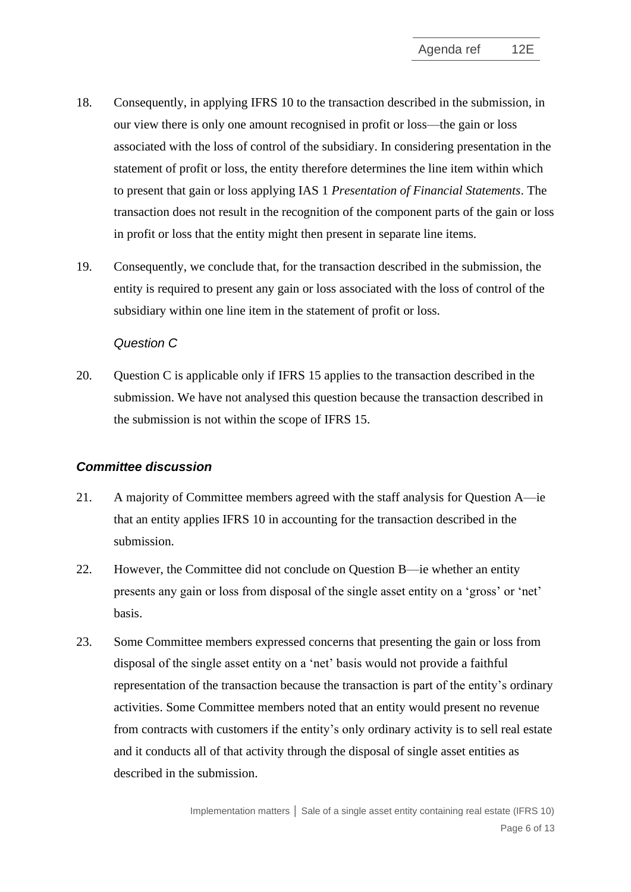18. Consequently, in applying IFRS 10 to the transaction described in the submission, in our view there is only one amount recognised in profit or loss—the gain or loss associated with the loss of control of the subsidiary. In considering presentation in the statement of profit or loss, the entity therefore determines the line item within which to present that gain or loss applying IAS 1 *Presentation of Financial Statements*. The transaction does not result in the recognition of the component parts of the gain or loss in profit or loss that the entity might then present in separate line items.

19. Consequently, we conclude that, for the transaction described in the submission, the entity is required to present any gain or loss associated with the loss of control of the subsidiary within one line item in the statement of profit or loss.

*Question C*

20. Question C is applicable only if IFRS 15 applies to the transaction described in the submission. We have not analysed this question because the transaction described in the submission is not within the scope of IFRS 15.

### *Committee discussion*

21. A majority of Committee members agreed with the staff analysis for Question A—ie that an entity applies IFRS 10 in accounting for the transaction described in the submission.

22. However, the Committee did not conclude on Question B—ie whether an entity presents any gain or loss from disposal of the single asset entity on a 'gross' or 'net' basis.

23. Some Committee members expressed concerns that presenting the gain or loss from disposal of the single asset entity on a 'net' basis would not provide a faithful representation of the transaction because the transaction is part of the entity's ordinary activities. Some Committee members noted that an entity would present no revenue from contracts with customers if the entity's only ordinary activity is to sell real estate and it conducts all of that activity through the disposal of single asset entities as described in the submission.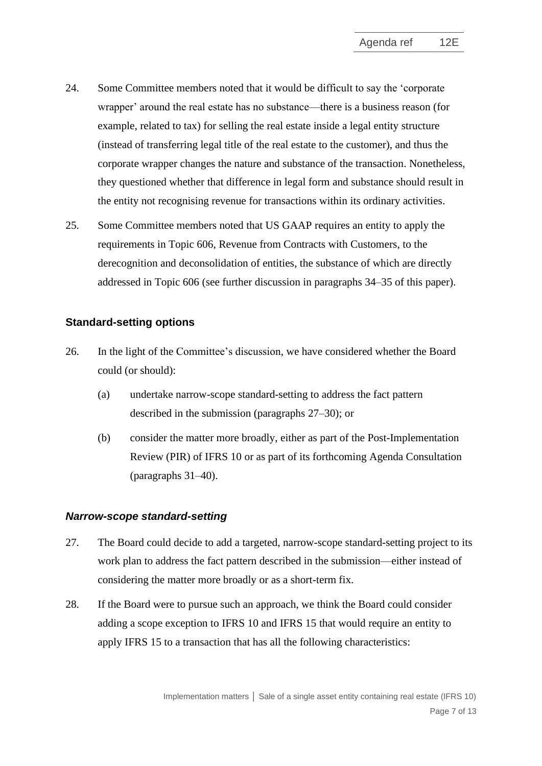24. Some Committee members noted that it would be difficult to say the 'corporate wrapper' around the real estate has no substance—there is a business reason (for example, related to tax) for selling the real estate inside a legal entity structure (instead of transferring legal title of the real estate to the customer), and thus the corporate wrapper changes the nature and substance of the transaction. Nonetheless, they questioned whether that difference in legal form and substance should result in the entity not recognising revenue for transactions within its ordinary activities.

25. Some Committee members noted that US GAAP requires an entity to apply the requirements in Topic 606, Revenue from Contracts with Customers, to the derecognition and deconsolidation of entities, the substance of which are directly addressed in Topic 606 (see further discussion in paragraphs 34–35 of this paper).

### Standard-setting options

26. In the light of the Committee's discussion, we have considered whether the Board could (or should):

    (a) undertake narrow-scope standard-setting to address the fact pattern described in the submission (paragraphs 27–30); or

    (b) consider the matter more broadly, either as part of the Post-Implementation Review (PIR) of IFRS 10 or as part of its forthcoming Agenda Consultation (paragraphs 31–40).

#### *Narrow-scope standard-setting*

27. The Board could decide to add a targeted, narrow-scope standard-setting project to its work plan to address the fact pattern described in the submission—either instead of considering the matter more broadly or as a short-term fix.

28. If the Board were to pursue such an approach, we think the Board could consider adding a scope exception to IFRS 10 and IFRS 15 that would require an entity to apply IFRS 15 to a transaction that has all the following characteristics: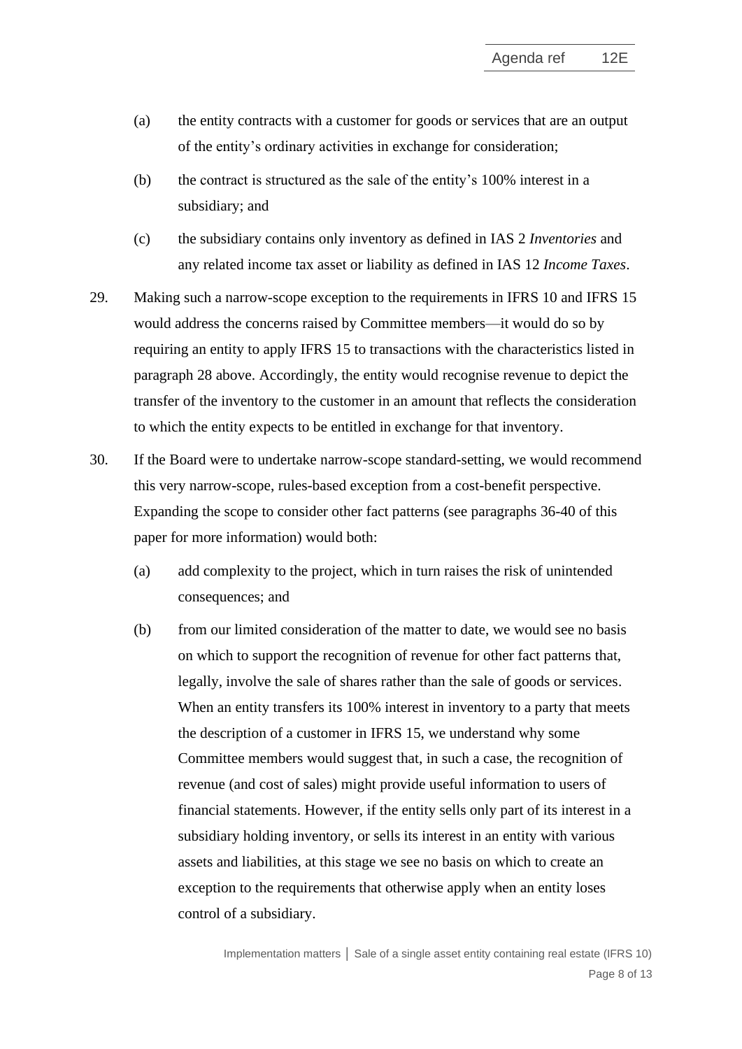(a) the entity contracts with a customer for goods or services that are an output of the entity's ordinary activities in exchange for consideration;

(b) the contract is structured as the sale of the entity's 100% interest in a subsidiary; and

(c) the subsidiary contains only inventory as defined in IAS 2 *Inventories* and any related income tax asset or liability as defined in IAS 12 *Income Taxes*.

29. Making such a narrow-scope exception to the requirements in IFRS 10 and IFRS 15 would address the concerns raised by Committee members—it would do so by requiring an entity to apply IFRS 15 to transactions with the characteristics listed in paragraph 28 above. Accordingly, the entity would recognise revenue to depict the transfer of the inventory to the customer in an amount that reflects the consideration to which the entity expects to be entitled in exchange for that inventory.

30. If the Board were to undertake narrow-scope standard-setting, we would recommend this very narrow-scope, rules-based exception from a cost-benefit perspective. Expanding the scope to consider other fact patterns (see paragraphs 36-40 of this paper for more information) would both:

(a) add complexity to the project, which in turn raises the risk of unintended consequences; and

(b) from our limited consideration of the matter to date, we would see no basis on which to support the recognition of revenue for other fact patterns that, legally, involve the sale of shares rather than the sale of goods or services. When an entity transfers its 100% interest in inventory to a party that meets the description of a customer in IFRS 15, we understand why some Committee members would suggest that, in such a case, the recognition of revenue (and cost of sales) might provide useful information to users of financial statements. However, if the entity sells only part of its interest in a subsidiary holding inventory, or sells its interest in an entity with various assets and liabilities, at this stage we see no basis on which to create an exception to the requirements that otherwise apply when an entity loses control of a subsidiary.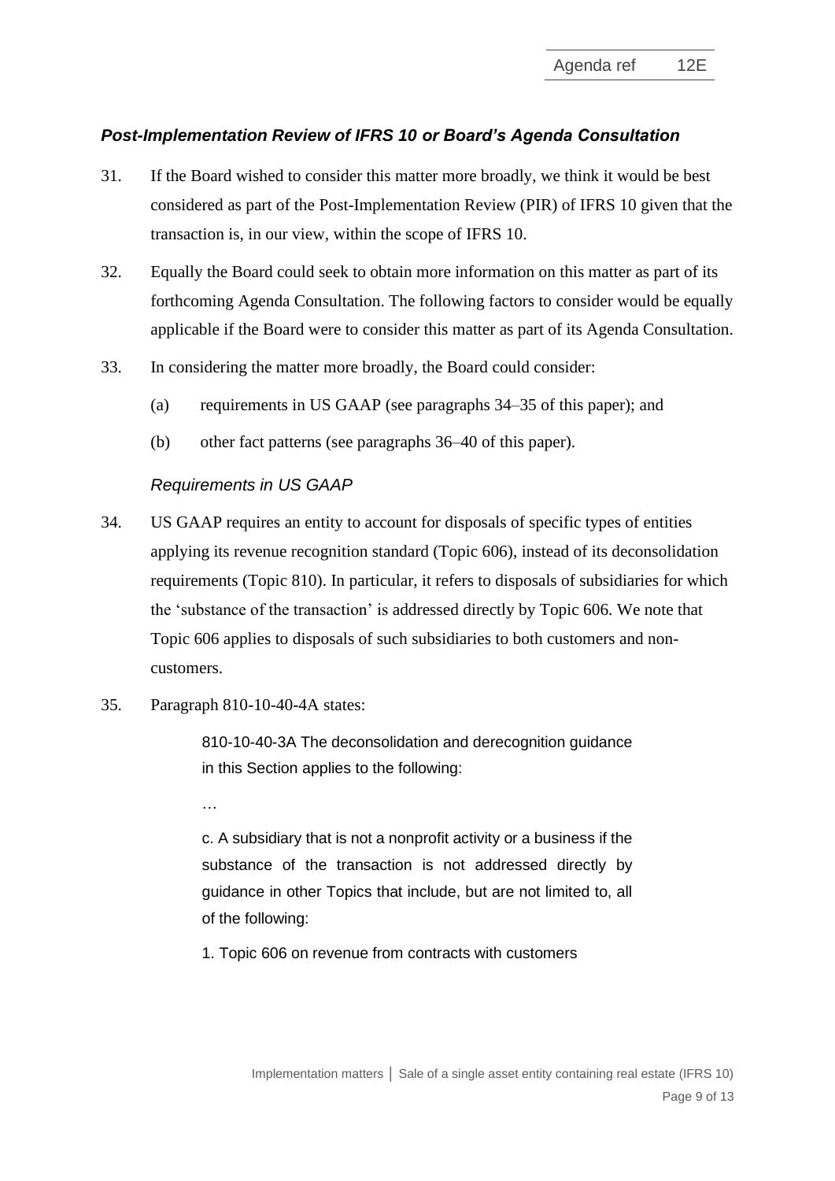### *Post-Implementation Review of IFRS 10 or Board's Agenda Consultation*

31. If the Board wished to consider this matter more broadly, we think it would be best considered as part of the Post-Implementation Review (PIR) of IFRS 10 given that the transaction is, in our view, within the scope of IFRS 10.

32. Equally the Board could seek to obtain more information on this matter as part of its forthcoming Agenda Consultation. The following factors to consider would be equally applicable if the Board were to consider this matter as part of its Agenda Consultation.

33. In considering the matter more broadly, the Board could consider:

    (a) requirements in US GAAP (see paragraphs 34–35 of this paper); and

    (b) other fact patterns (see paragraphs 36–40 of this paper).

#### *Requirements in US GAAP*

34. US GAAP requires an entity to account for disposals of specific types of entities applying its revenue recognition standard (Topic 606), instead of its deconsolidation requirements (Topic 810). In particular, it refers to disposals of subsidiaries for which the 'substance of the transaction' is addressed directly by Topic 606. We note that Topic 606 applies to disposals of such subsidiaries to both customers and non-customers.

35. Paragraph 810-10-40-4A states:

    > 810-10-40-3A The deconsolidation and derecognition guidance in this Section applies to the following:
    >
    > …
    >
    > c. A subsidiary that is not a nonprofit activity or a business if the substance of the transaction is not addressed directly by guidance in other Topics that include, but are not limited to, all of the following:
    >
    > 1. Topic 606 on revenue from contracts with customers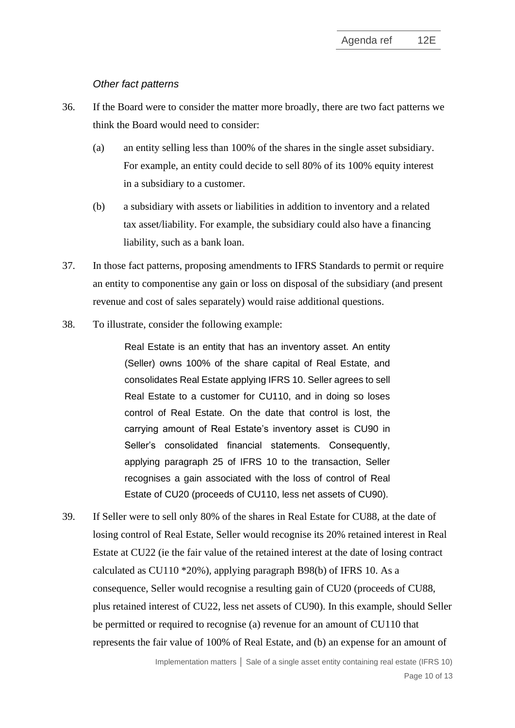*Other fact patterns*

36. If the Board were to consider the matter more broadly, there are two fact patterns we think the Board would need to consider:

    (a) an entity selling less than 100% of the shares in the single asset subsidiary. For example, an entity could decide to sell 80% of its 100% equity interest in a subsidiary to a customer.

    (b) a subsidiary with assets or liabilities in addition to inventory and a related tax asset/liability. For example, the subsidiary could also have a financing liability, such as a bank loan.

37. In those fact patterns, proposing amendments to IFRS Standards to permit or require an entity to componentise any gain or loss on disposal of the subsidiary (and present revenue and cost of sales separately) would raise additional questions.

38. To illustrate, consider the following example:

> Real Estate is an entity that has an inventory asset. An entity (Seller) owns 100% of the share capital of Real Estate, and consolidates Real Estate applying IFRS 10. Seller agrees to sell Real Estate to a customer for CU110, and in doing so loses control of Real Estate. On the date that control is lost, the carrying amount of Real Estate's inventory asset is CU90 in Seller's consolidated financial statements. Consequently, applying paragraph 25 of IFRS 10 to the transaction, Seller recognises a gain associated with the loss of control of Real Estate of CU20 (proceeds of CU110, less net assets of CU90).

39. If Seller were to sell only 80% of the shares in Real Estate for CU88, at the date of losing control of Real Estate, Seller would recognise its 20% retained interest in Real Estate at CU22 (ie the fair value of the retained interest at the date of losing contract calculated as CU110 *20%), applying paragraph B98(b) of IFRS 10. As a consequence, Seller would recognise a resulting gain of CU20 (proceeds of CU88, plus retained interest of CU22, less net assets of CU90). In this example, should Seller be permitted or required to recognise (a) revenue for an amount of CU110 that represents the fair value of 100% of Real Estate, and (b) an expense for an amount of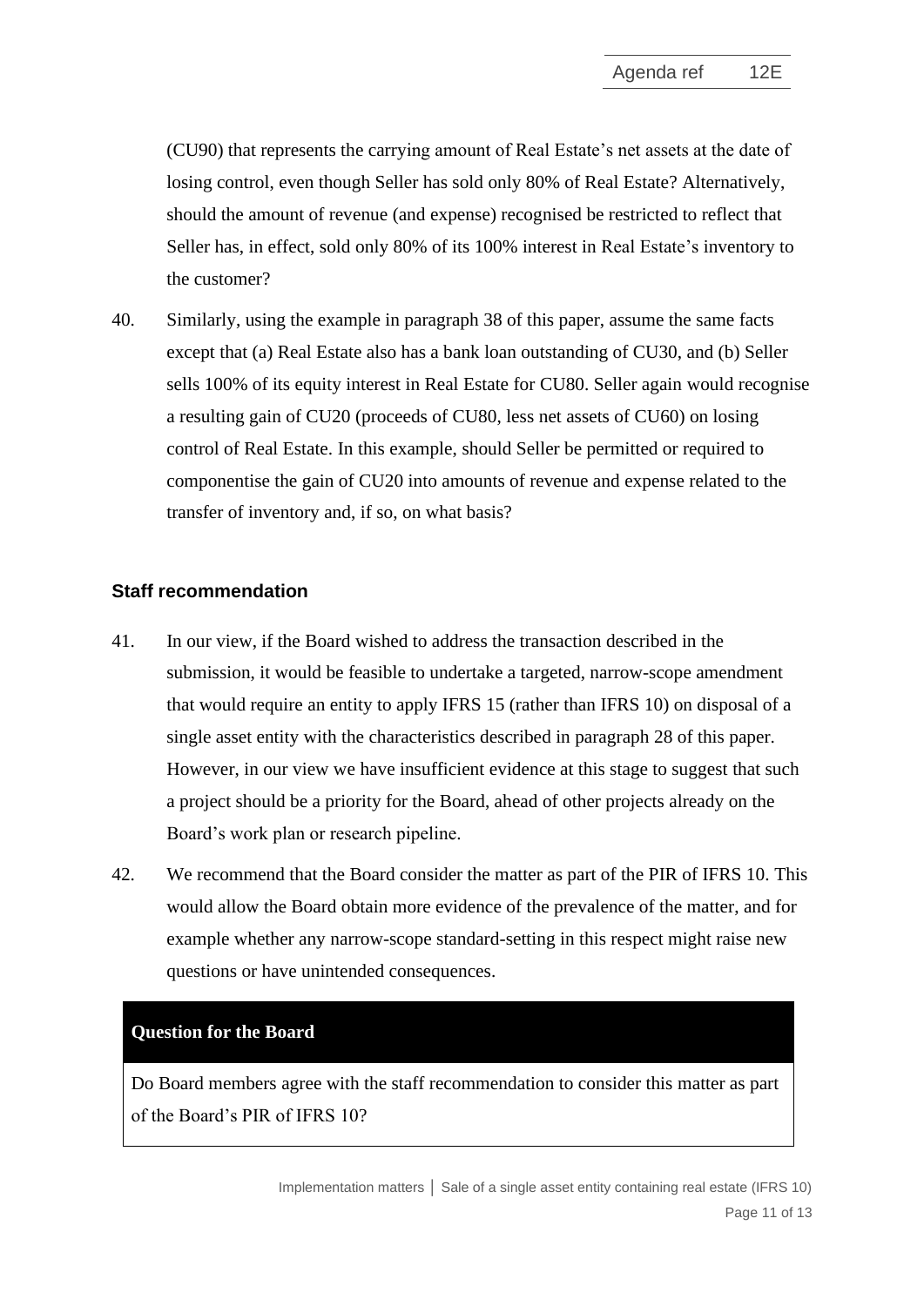(CU90) that represents the carrying amount of Real Estate's net assets at the date of losing control, even though Seller has sold only 80% of Real Estate? Alternatively, should the amount of revenue (and expense) recognised be restricted to reflect that Seller has, in effect, sold only 80% of its 100% interest in Real Estate's inventory to the customer?

40. Similarly, using the example in paragraph 38 of this paper, assume the same facts except that (a) Real Estate also has a bank loan outstanding of CU30, and (b) Seller sells 100% of its equity interest in Real Estate for CU80. Seller again would recognise a resulting gain of CU20 (proceeds of CU80, less net assets of CU60) on losing control of Real Estate. In this example, should Seller be permitted or required to componentise the gain of CU20 into amounts of revenue and expense related to the transfer of inventory and, if so, on what basis?

### Staff recommendation

41. In our view, if the Board wished to address the transaction described in the submission, it would be feasible to undertake a targeted, narrow-scope amendment that would require an entity to apply IFRS 15 (rather than IFRS 10) on disposal of a single asset entity with the characteristics described in paragraph 28 of this paper. However, in our view we have insufficient evidence at this stage to suggest that such a project should be a priority for the Board, ahead of other projects already on the Board's work plan or research pipeline.

42. We recommend that the Board consider the matter as part of the PIR of IFRS 10. This would allow the Board obtain more evidence of the prevalence of the matter, and for example whether any narrow-scope standard-setting in this respect might raise new questions or have unintended consequences.

| **Question for the Board** |
|---|
| Do Board members agree with the staff recommendation to consider this matter as part of the Board's PIR of IFRS 10? |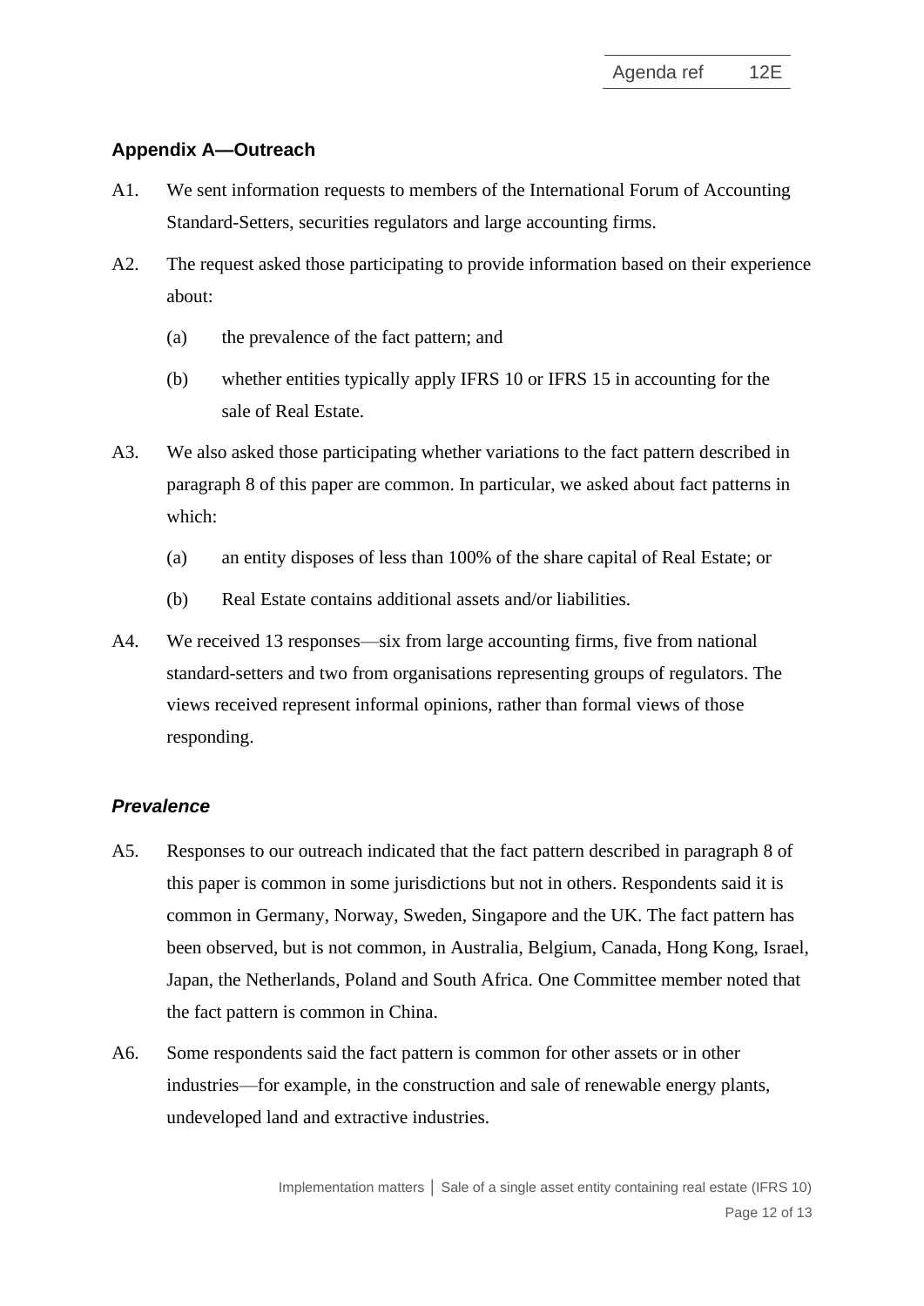## Appendix A—Outreach

A1. We sent information requests to members of the International Forum of Accounting Standard-Setters, securities regulators and large accounting firms.

A2. The request asked those participating to provide information based on their experience about:

(a) the prevalence of the fact pattern; and

(b) whether entities typically apply IFRS 10 or IFRS 15 in accounting for the sale of Real Estate.

A3. We also asked those participating whether variations to the fact pattern described in paragraph 8 of this paper are common. In particular, we asked about fact patterns in which:

(a) an entity disposes of less than 100% of the share capital of Real Estate; or

(b) Real Estate contains additional assets and/or liabilities.

A4. We received 13 responses—six from large accounting firms, five from national standard-setters and two from organisations representing groups of regulators. The views received represent informal opinions, rather than formal views of those responding.

### *Prevalence*

A5. Responses to our outreach indicated that the fact pattern described in paragraph 8 of this paper is common in some jurisdictions but not in others. Respondents said it is common in Germany, Norway, Sweden, Singapore and the UK. The fact pattern has been observed, but is not common, in Australia, Belgium, Canada, Hong Kong, Israel, Japan, the Netherlands, Poland and South Africa. One Committee member noted that the fact pattern is common in China.

A6. Some respondents said the fact pattern is common for other assets or in other industries—for example, in the construction and sale of renewable energy plants, undeveloped land and extractive industries.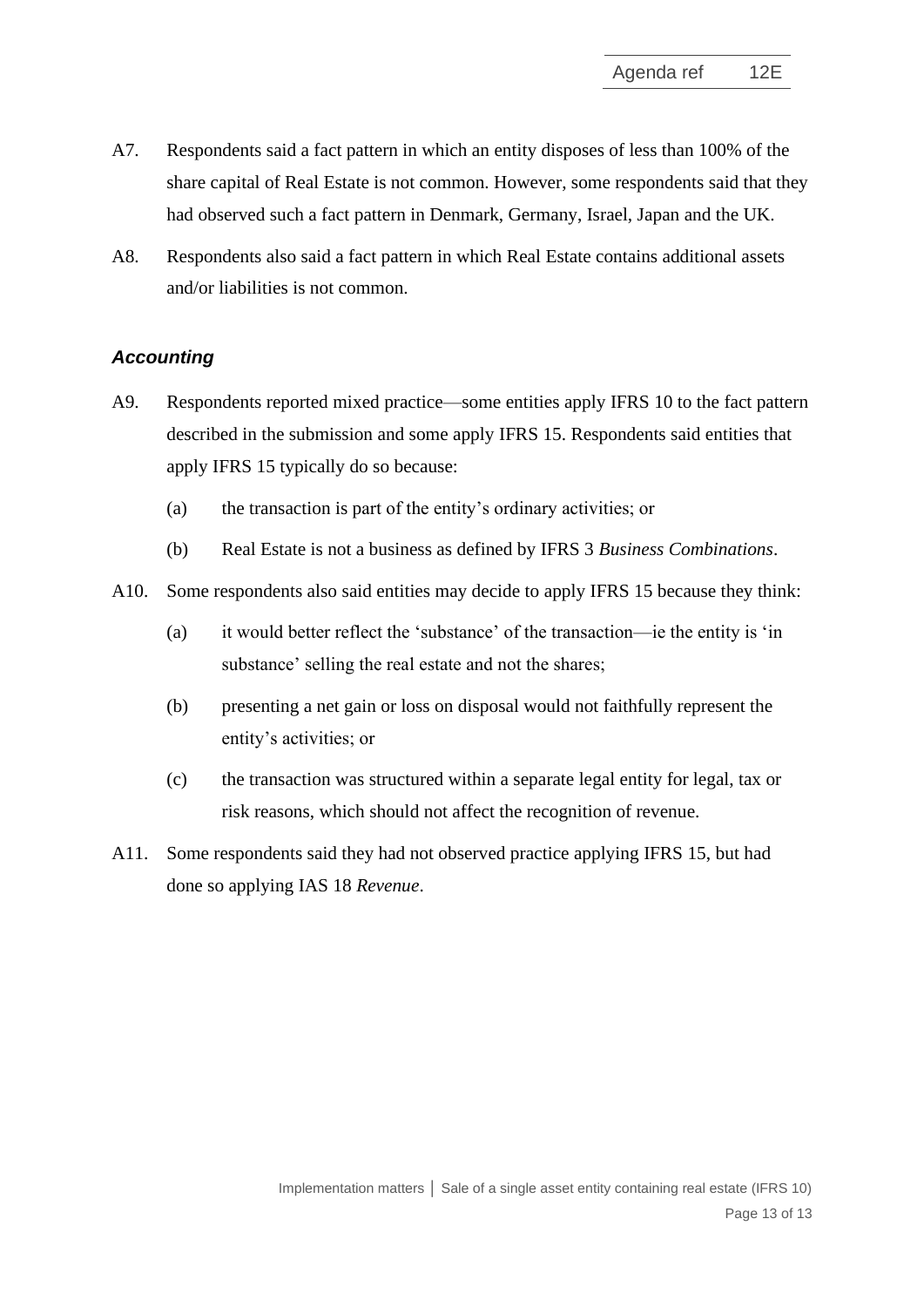A7. Respondents said a fact pattern in which an entity disposes of less than 100% of the share capital of Real Estate is not common. However, some respondents said that they had observed such a fact pattern in Denmark, Germany, Israel, Japan and the UK.

A8. Respondents also said a fact pattern in which Real Estate contains additional assets and/or liabilities is not common.

### *Accounting*

A9. Respondents reported mixed practice—some entities apply IFRS 10 to the fact pattern described in the submission and some apply IFRS 15. Respondents said entities that apply IFRS 15 typically do so because:

- (a) the transaction is part of the entity's ordinary activities; or
- (b) Real Estate is not a business as defined by IFRS 3 *Business Combinations*.

A10. Some respondents also said entities may decide to apply IFRS 15 because they think:

- (a) it would better reflect the 'substance' of the transaction—ie the entity is 'in substance' selling the real estate and not the shares;
- (b) presenting a net gain or loss on disposal would not faithfully represent the entity's activities; or
- (c) the transaction was structured within a separate legal entity for legal, tax or risk reasons, which should not affect the recognition of revenue.

A11. Some respondents said they had not observed practice applying IFRS 15, but had done so applying IAS 18 *Revenue*.